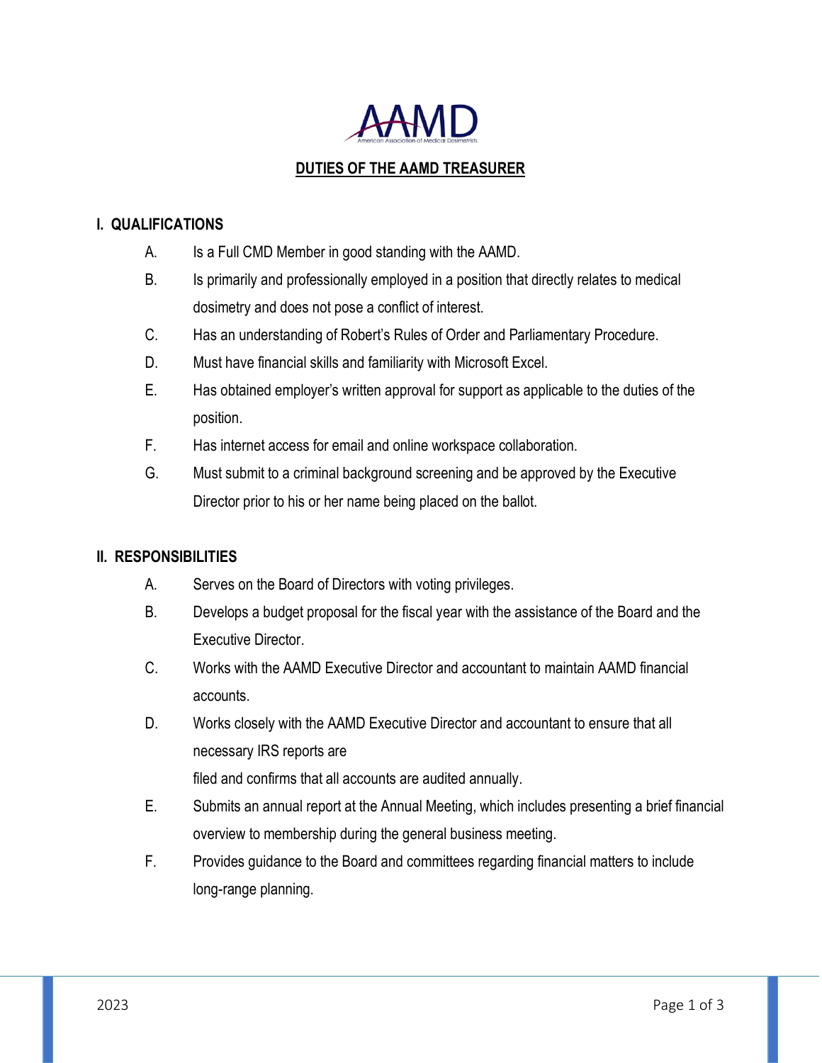AAMD

American Association of Medical Dosimetrists

# DUTIES OF THE AAMD TREASURER

## I. QUALIFICATIONS

A. Is a Full CMD Member in good standing with the AAMD.

B. Is primarily and professionally employed in a position that directly relates to medical dosimetry and does not pose a conflict of interest.

C. Has an understanding of Robert's Rules of Order and Parliamentary Procedure.

D. Must have financial skills and familiarity with Microsoft Excel.

E. Has obtained employer's written approval for support as applicable to the duties of the position.

F. Has internet access for email and online workspace collaboration.

G. Must submit to a criminal background screening and be approved by the Executive Director prior to his or her name being placed on the ballot.

## II. RESPONSIBILITIES

A. Serves on the Board of Directors with voting privileges.

B. Develops a budget proposal for the fiscal year with the assistance of the Board and the Executive Director.

C. Works with the AAMD Executive Director and accountant to maintain AAMD financial accounts.

D. Works closely with the AAMD Executive Director and accountant to ensure that all necessary IRS reports are
filed and confirms that all accounts are audited annually.

E. Submits an annual report at the Annual Meeting, which includes presenting a brief financial overview to membership during the general business meeting.

F. Provides guidance to the Board and committees regarding financial matters to include long-range planning.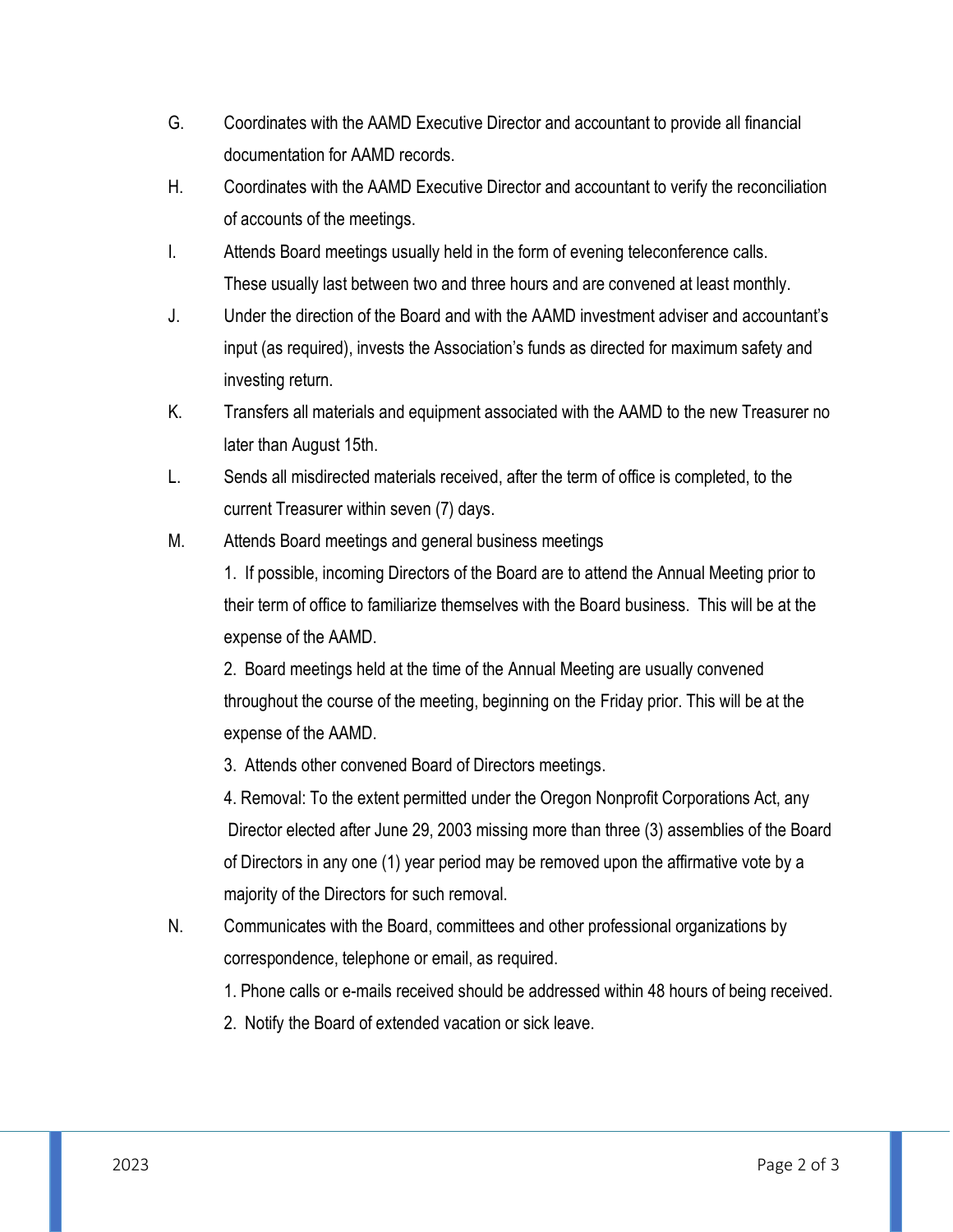G. Coordinates with the AAMD Executive Director and accountant to provide all financial documentation for AAMD records.

H. Coordinates with the AAMD Executive Director and accountant to verify the reconciliation of accounts of the meetings.

I. Attends Board meetings usually held in the form of evening teleconference calls. These usually last between two and three hours and are convened at least monthly.

J. Under the direction of the Board and with the AAMD investment adviser and accountant's input (as required), invests the Association's funds as directed for maximum safety and investing return.

K. Transfers all materials and equipment associated with the AAMD to the new Treasurer no later than August 15th.

L. Sends all misdirected materials received, after the term of office is completed, to the current Treasurer within seven (7) days.

M. Attends Board meetings and general business meetings

   1. If possible, incoming Directors of the Board are to attend the Annual Meeting prior to their term of office to familiarize themselves with the Board business. This will be at the expense of the AAMD.

   2. Board meetings held at the time of the Annual Meeting are usually convened throughout the course of the meeting, beginning on the Friday prior. This will be at the expense of the AAMD.

   3. Attends other convened Board of Directors meetings.

   4. Removal: To the extent permitted under the Oregon Nonprofit Corporations Act, any Director elected after June 29, 2003 missing more than three (3) assemblies of the Board of Directors in any one (1) year period may be removed upon the affirmative vote by a majority of the Directors for such removal.

N. Communicates with the Board, committees and other professional organizations by correspondence, telephone or email, as required.

   1. Phone calls or e-mails received should be addressed within 48 hours of being received.

   2. Notify the Board of extended vacation or sick leave.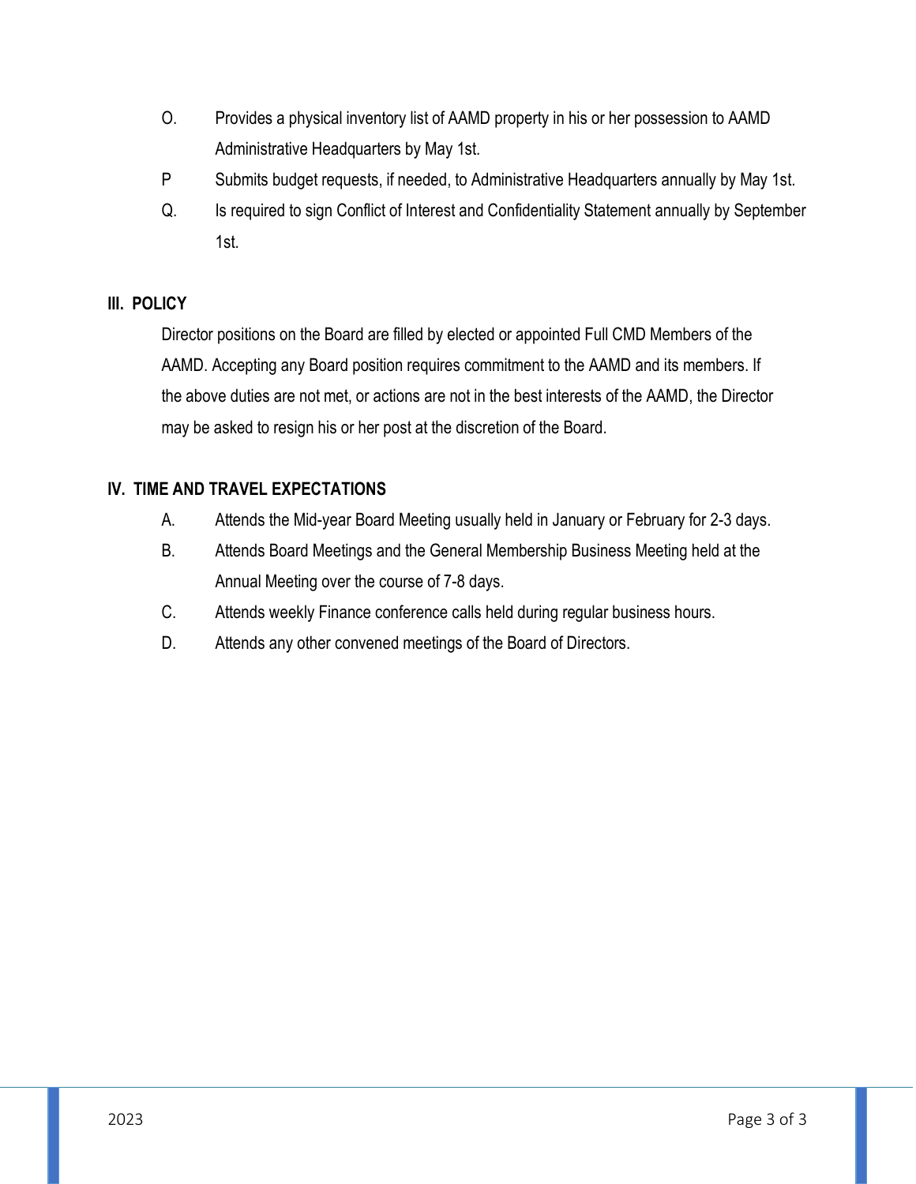O. Provides a physical inventory list of AAMD property in his or her possession to AAMD Administrative Headquarters by May 1st.

P Submits budget requests, if needed, to Administrative Headquarters annually by May 1st.

Q. Is required to sign Conflict of Interest and Confidentiality Statement annually by September 1st.

## III. POLICY

Director positions on the Board are filled by elected or appointed Full CMD Members of the AAMD. Accepting any Board position requires commitment to the AAMD and its members. If the above duties are not met, or actions are not in the best interests of the AAMD, the Director may be asked to resign his or her post at the discretion of the Board.

## IV. TIME AND TRAVEL EXPECTATIONS

A. Attends the Mid-year Board Meeting usually held in January or February for 2-3 days.

B. Attends Board Meetings and the General Membership Business Meeting held at the Annual Meeting over the course of 7-8 days.

C. Attends weekly Finance conference calls held during regular business hours.

D. Attends any other convened meetings of the Board of Directors.